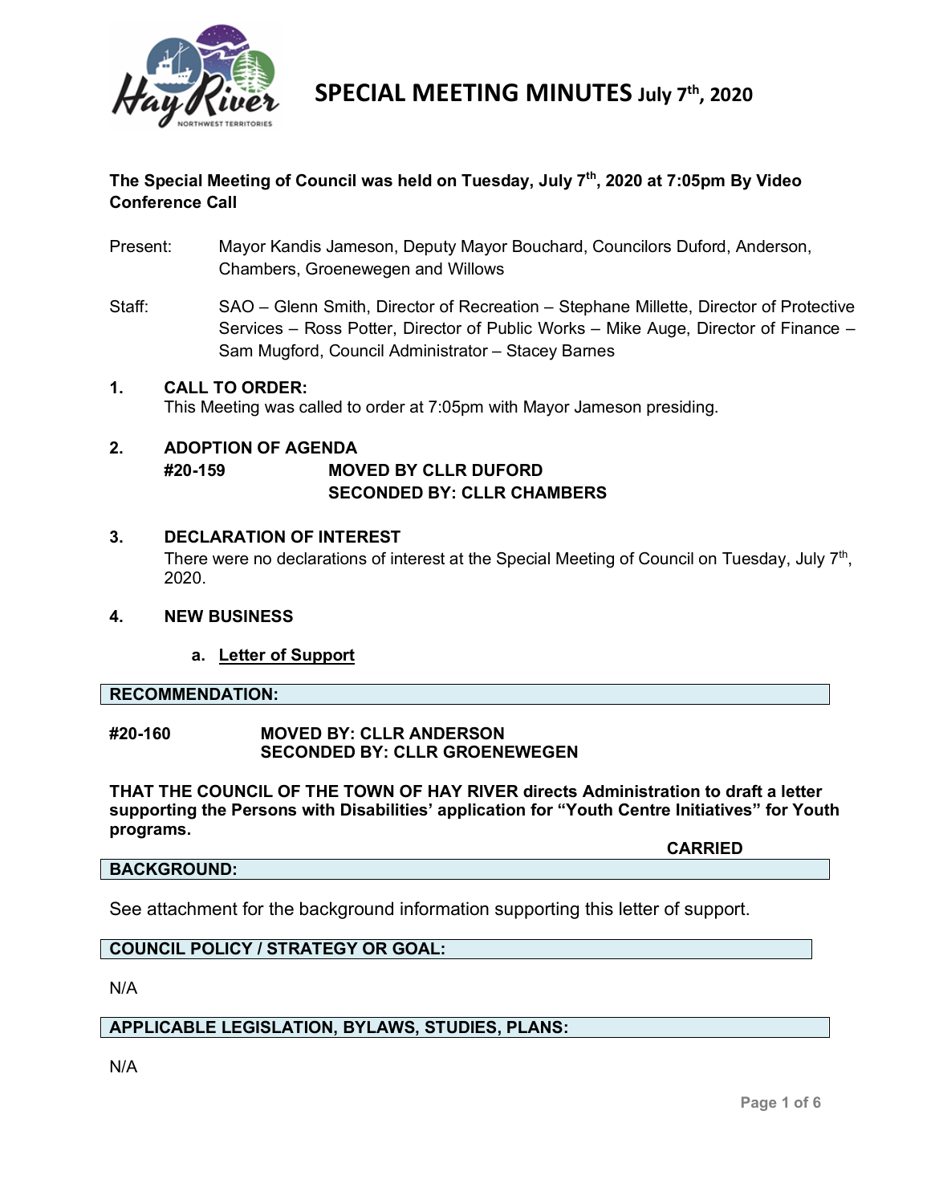# SPECIAL MEETING MINUTES July 7th, 2020

**The Special Meeting of Council was held on Tuesday, July 7th, 2020 at 7:05pm By Video Conference Call**

Present: Mayor Kandis Jameson, Deputy Mayor Bouchard, Councilors Duford, Anderson, Chambers, Groenewegen and Willows

Staff: SAO – Glenn Smith, Director of Recreation – Stephane Millette, Director of Protective Services – Ross Potter, Director of Public Works – Mike Auge, Director of Finance – Sam Mugford, Council Administrator – Stacey Barnes

## 1. CALL TO ORDER:

This Meeting was called to order at 7:05pm with Mayor Jameson presiding.

## 2. ADOPTION OF AGENDA

**#20-159 MOVED BY CLLR DUFORD**
**SECONDED BY: CLLR CHAMBERS**

## 3. DECLARATION OF INTEREST

There were no declarations of interest at the Special Meeting of Council on Tuesday, July 7th, 2020.

## 4. NEW BUSINESS

### a. Letter of Support

**RECOMMENDATION:**

**#20-160 MOVED BY: CLLR ANDERSON**
**SECONDED BY: CLLR GROENEWEGEN**

**THAT THE COUNCIL OF THE TOWN OF HAY RIVER directs Administration to draft a letter supporting the Persons with Disabilities' application for "Youth Centre Initiatives" for Youth programs.**

**CARRIED**

**BACKGROUND:**

See attachment for the background information supporting this letter of support.

**COUNCIL POLICY / STRATEGY OR GOAL:**

N/A

**APPLICABLE LEGISLATION, BYLAWS, STUDIES, PLANS:**

N/A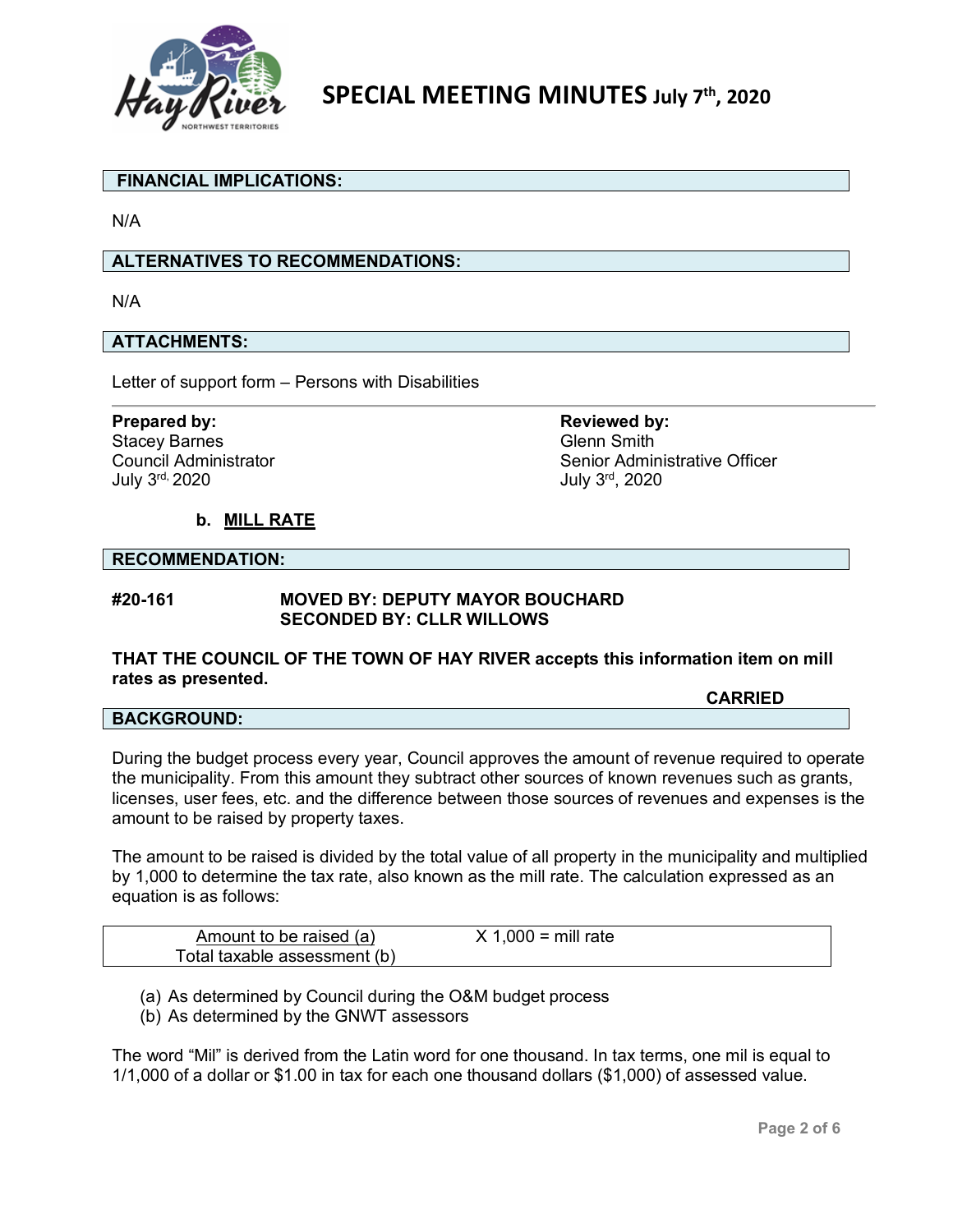**FINANCIAL IMPLICATIONS:**

N/A

**ALTERNATIVES TO RECOMMENDATIONS:**

N/A

**ATTACHMENTS:**

Letter of support form – Persons with Disabilities

| **Prepared by:** | **Reviewed by:** |
|---|---|
| Stacey Barnes | Glenn Smith |
| Council Administrator | Senior Administrative Officer |
| July 3rd, 2020 | July 3rd, 2020 |

**b. MILL RATE**

**RECOMMENDATION:**

**#20-161 MOVED BY: DEPUTY MAYOR BOUCHARD**
**SECONDED BY: CLLR WILLOWS**

**THAT THE COUNCIL OF THE TOWN OF HAY RIVER accepts this information item on mill rates as presented.**

**CARRIED**

**BACKGROUND:**

During the budget process every year, Council approves the amount of revenue required to operate the municipality. From this amount they subtract other sources of known revenues such as grants, licenses, user fees, etc. and the difference between those sources of revenues and expenses is the amount to be raised by property taxes.

The amount to be raised is divided by the total value of all property in the municipality and multiplied by 1,000 to determine the tax rate, also known as the mill rate. The calculation expressed as an equation is as follows:

$$\frac{\text{Amount to be raised (a)}}{\text{Total taxable assessment (b)}} \times 1{,}000 = \text{mill rate}$$

(a) As determined by Council during the O&M budget process
(b) As determined by the GNWT assessors

The word "Mil" is derived from the Latin word for one thousand. In tax terms, one mil is equal to 1/1,000 of a dollar or $1.00 in tax for each one thousand dollars ($1,000) of assessed value.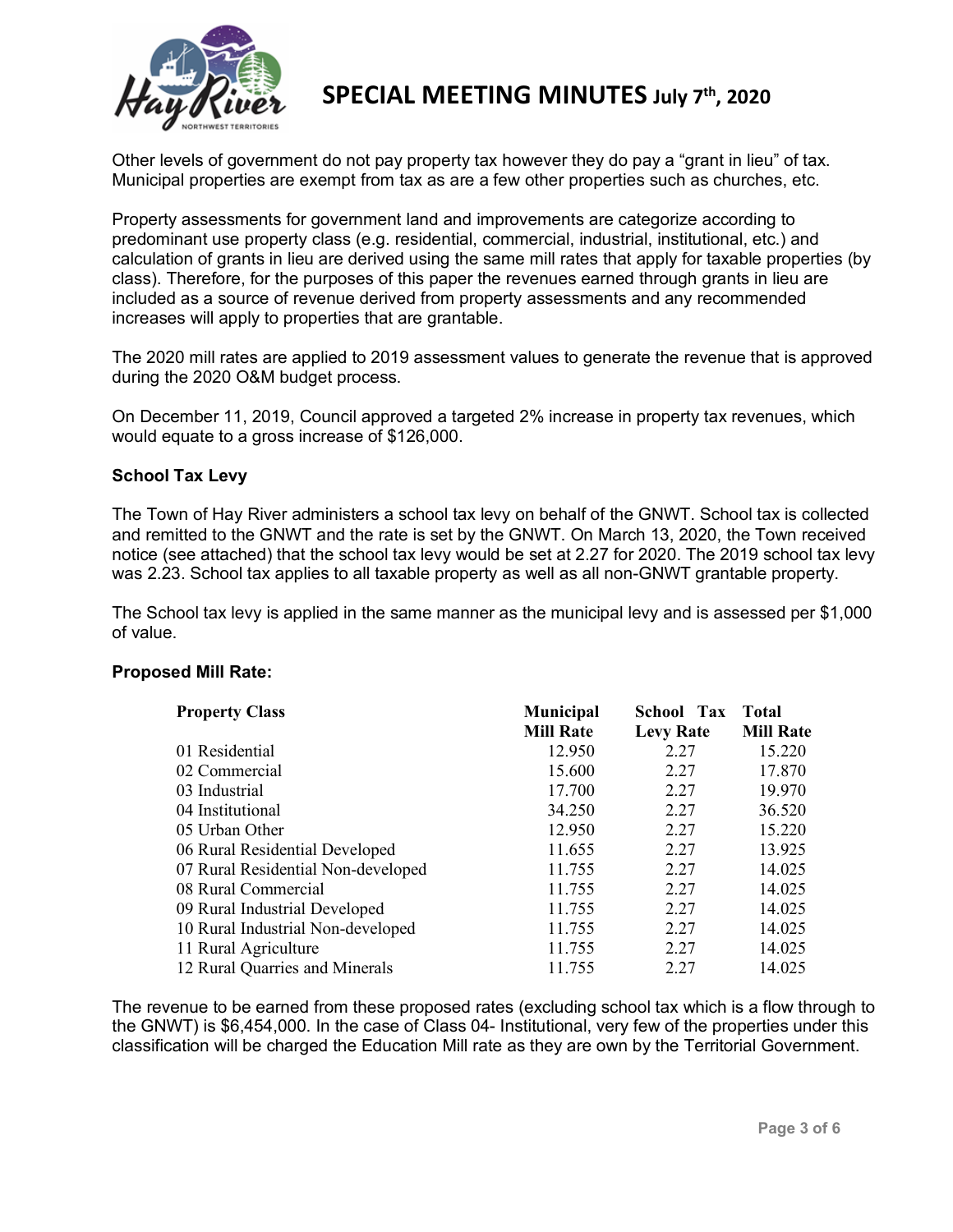Other levels of government do not pay property tax however they do pay a "grant in lieu" of tax. Municipal properties are exempt from tax as are a few other properties such as churches, etc.

Property assessments for government land and improvements are categorize according to predominant use property class (e.g. residential, commercial, industrial, institutional, etc.) and calculation of grants in lieu are derived using the same mill rates that apply for taxable properties (by class). Therefore, for the purposes of this paper the revenues earned through grants in lieu are included as a source of revenue derived from property assessments and any recommended increases will apply to properties that are grantable.

The 2020 mill rates are applied to 2019 assessment values to generate the revenue that is approved during the 2020 O&M budget process.

On December 11, 2019, Council approved a targeted 2% increase in property tax revenues, which would equate to a gross increase of $126,000.

**School Tax Levy**

The Town of Hay River administers a school tax levy on behalf of the GNWT. School tax is collected and remitted to the GNWT and the rate is set by the GNWT. On March 13, 2020, the Town received notice (see attached) that the school tax levy would be set at 2.27 for 2020. The 2019 school tax levy was 2.23. School tax applies to all taxable property as well as all non-GNWT grantable property.

The School tax levy is applied in the same manner as the municipal levy and is assessed per $1,000 of value.

**Proposed Mill Rate:**

| Property Class | Municipal Mill Rate | School Tax Levy Rate | Total Mill Rate |
|---|---|---|---|
| 01 Residential | 12.950 | 2.27 | 15.220 |
| 02 Commercial | 15.600 | 2.27 | 17.870 |
| 03 Industrial | 17.700 | 2.27 | 19.970 |
| 04 Institutional | 34.250 | 2.27 | 36.520 |
| 05 Urban Other | 12.950 | 2.27 | 15.220 |
| 06 Rural Residential Developed | 11.655 | 2.27 | 13.925 |
| 07 Rural Residential Non-developed | 11.755 | 2.27 | 14.025 |
| 08 Rural Commercial | 11.755 | 2.27 | 14.025 |
| 09 Rural Industrial Developed | 11.755 | 2.27 | 14.025 |
| 10 Rural Industrial Non-developed | 11.755 | 2.27 | 14.025 |
| 11 Rural Agriculture | 11.755 | 2.27 | 14.025 |
| 12 Rural Quarries and Minerals | 11.755 | 2.27 | 14.025 |

The revenue to be earned from these proposed rates (excluding school tax which is a flow through to the GNWT) is $6,454,000. In the case of Class 04- Institutional, very few of the properties under this classification will be charged the Education Mill rate as they are own by the Territorial Government.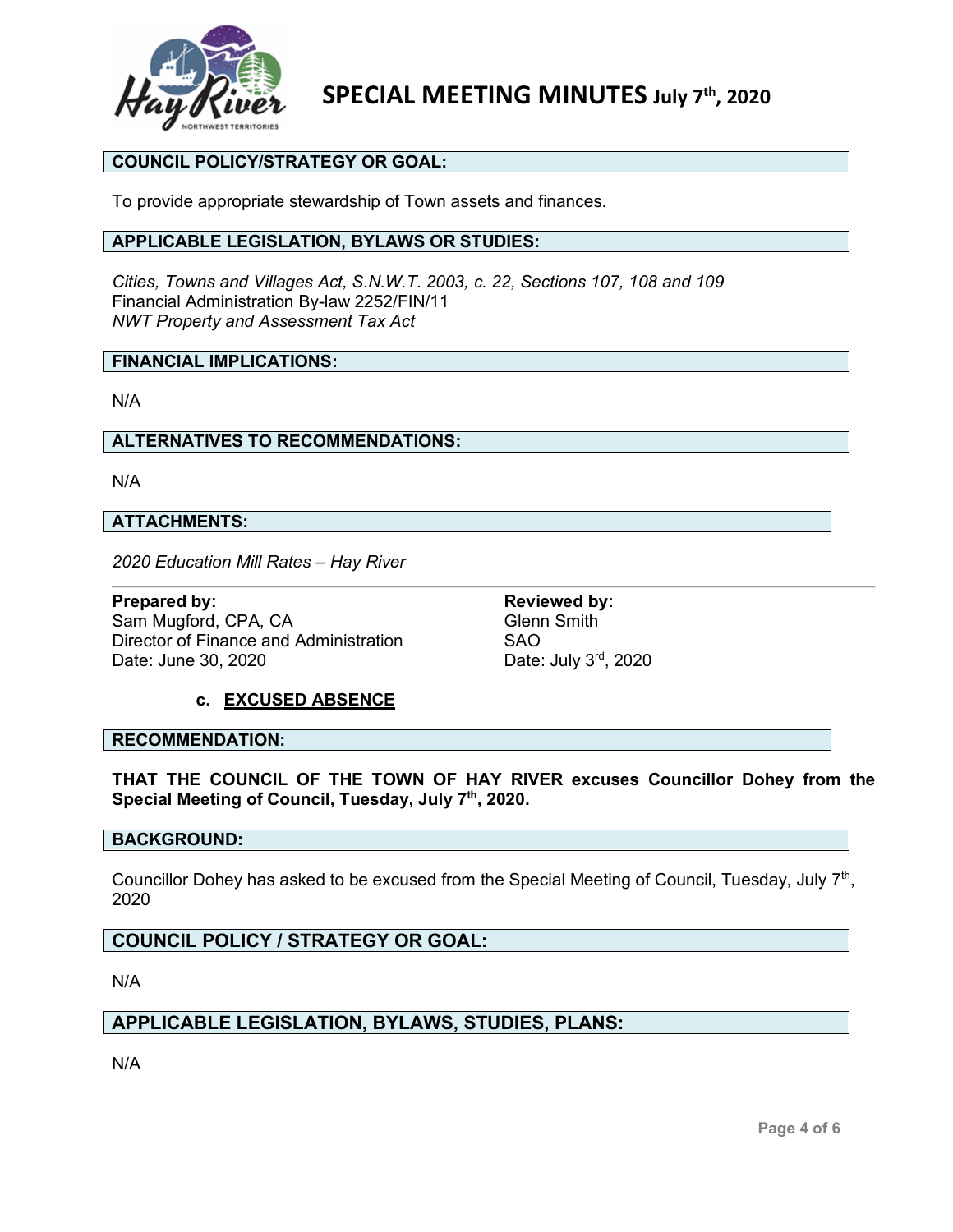## COUNCIL POLICY/STRATEGY OR GOAL:

To provide appropriate stewardship of Town assets and finances.

## APPLICABLE LEGISLATION, BYLAWS OR STUDIES:

*Cities, Towns and Villages Act, S.N.W.T. 2003, c. 22, Sections 107, 108 and 109*
Financial Administration By-law 2252/FIN/11
*NWT Property and Assessment Tax Act*

## FINANCIAL IMPLICATIONS:

N/A

## ALTERNATIVES TO RECOMMENDATIONS:

N/A

## ATTACHMENTS:

*2020 Education Mill Rates – Hay River*

---

**Prepared by:**
Sam Mugford, CPA, CA
Director of Finance and Administration
Date: June 30, 2020

**Reviewed by:**
Glenn Smith
SAO
Date: July 3rd, 2020

### c. EXCUSED ABSENCE

## RECOMMENDATION:

**THAT THE COUNCIL OF THE TOWN OF HAY RIVER excuses Councillor Dohey from the Special Meeting of Council, Tuesday, July 7th, 2020.**

## BACKGROUND:

Councillor Dohey has asked to be excused from the Special Meeting of Council, Tuesday, July 7th, 2020

## COUNCIL POLICY / STRATEGY OR GOAL:

N/A

## APPLICABLE LEGISLATION, BYLAWS, STUDIES, PLANS:

N/A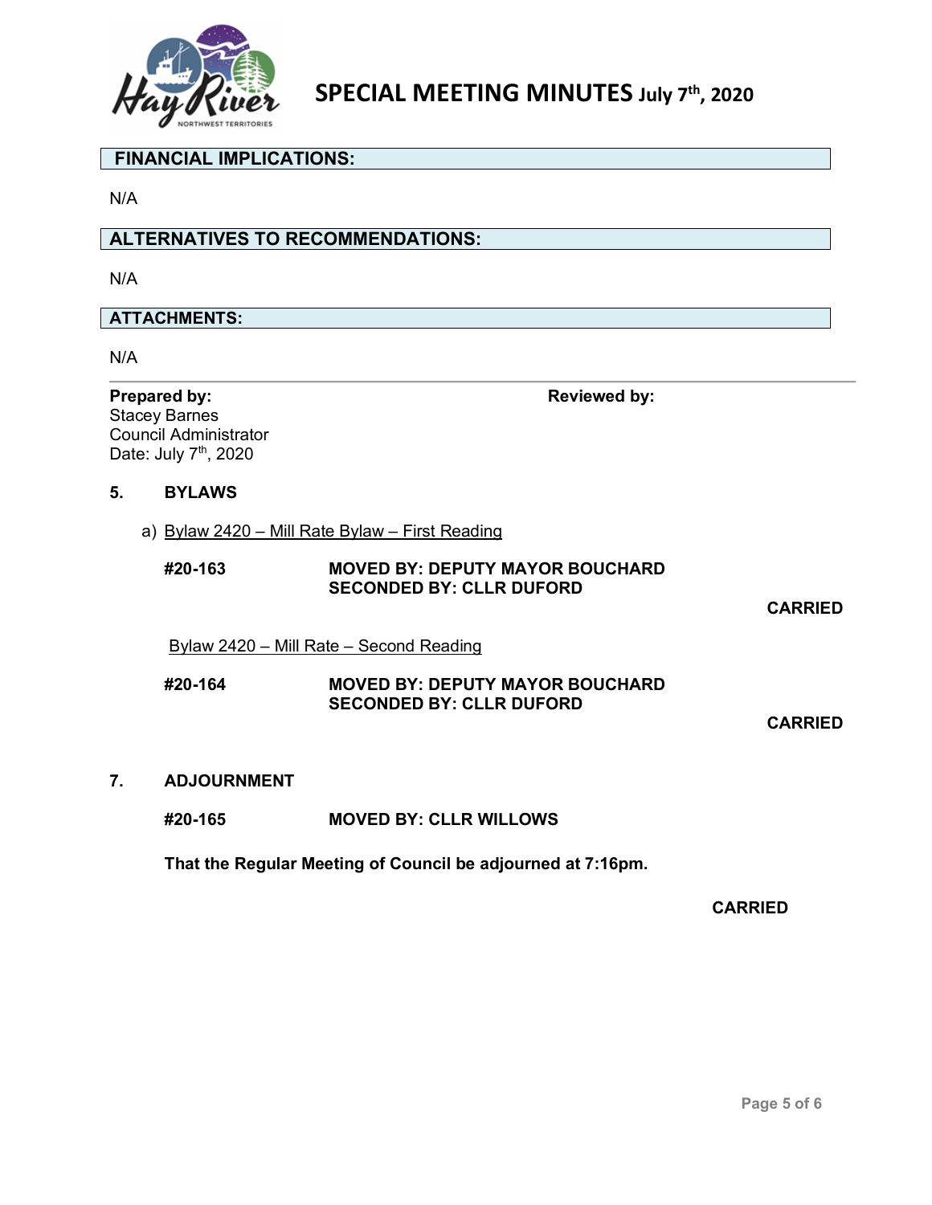## FINANCIAL IMPLICATIONS:

N/A

## ALTERNATIVES TO RECOMMENDATIONS:

N/A

## ATTACHMENTS:

N/A

---

**Prepared by:**
Stacey Barnes
Council Administrator
Date: July 7th, 2020

**Reviewed by:**

## 5. BYLAWS

a) Bylaw 2420 – Mill Rate Bylaw – First Reading

**#20-163** **MOVED BY: DEPUTY MAYOR BOUCHARD**
**SECONDED BY: CLLR DUFORD**

**CARRIED**

Bylaw 2420 – Mill Rate – Second Reading

**#20-164** **MOVED BY: DEPUTY MAYOR BOUCHARD**
**SECONDED BY: CLLR DUFORD**

**CARRIED**

## 7. ADJOURNMENT

**#20-165** **MOVED BY: CLLR WILLOWS**

**That the Regular Meeting of Council be adjourned at 7:16pm.**

**CARRIED**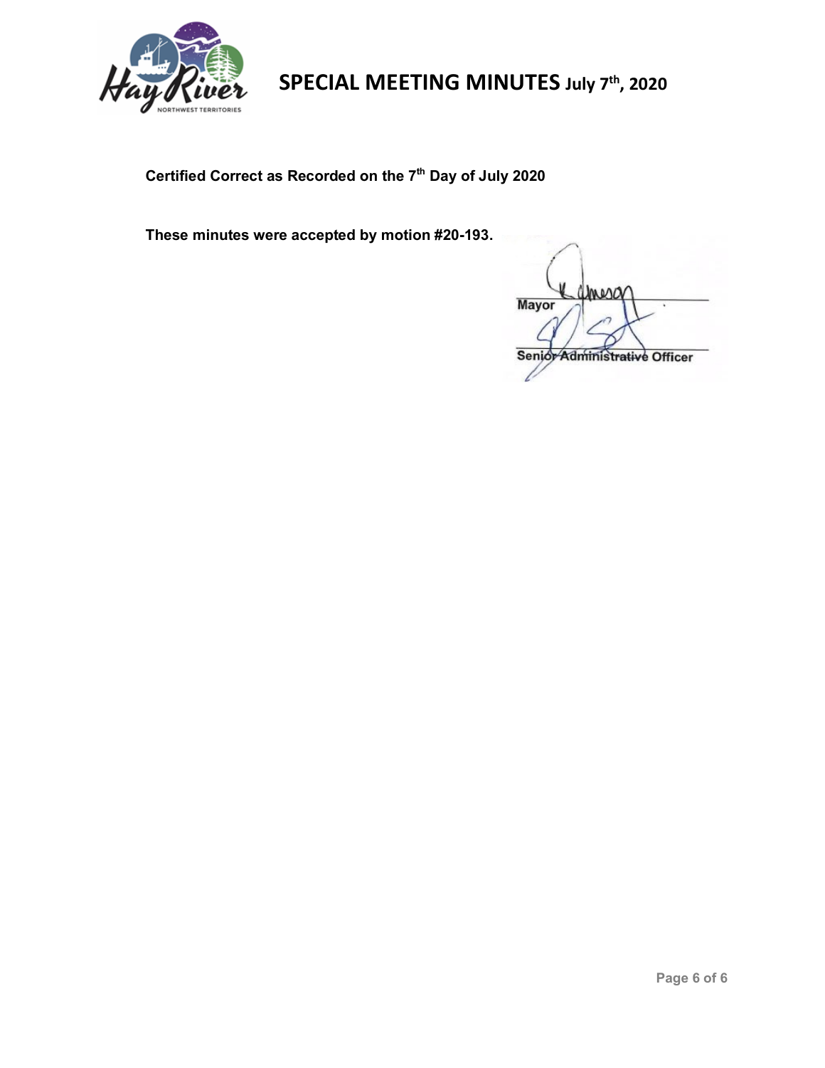**Certified Correct as Recorded on the 7th Day of July 2020**

**These minutes were accepted by motion #20-193.**

Mayor

Senior Administrative Officer